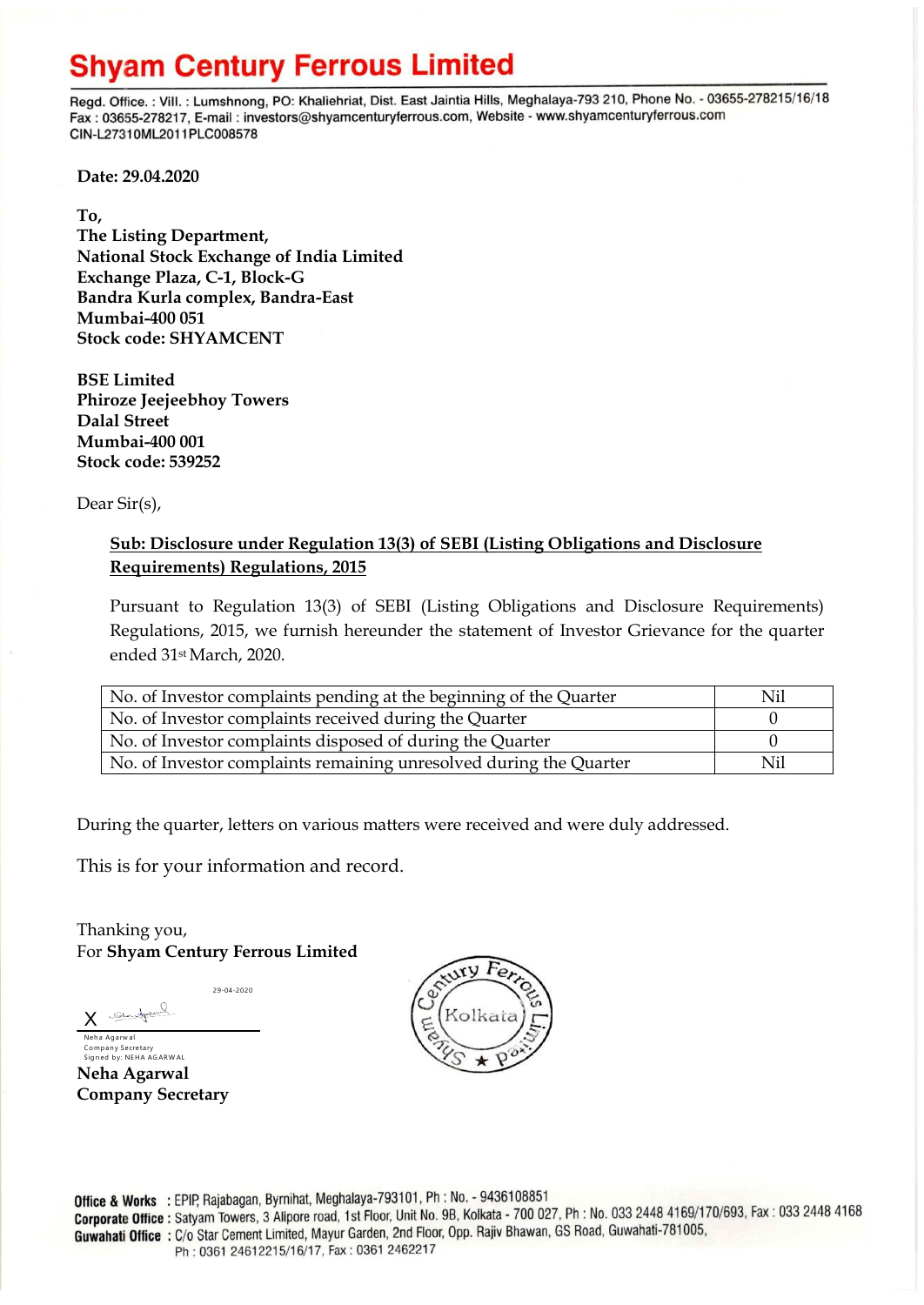# Shyam Century Ferrous Limited

Regd. Office. : Vill. : Lumshnong, PO: Khaliehriat, Dist. East Jaintia Hills, Meghalaya-793 210, Phone No. - 03655-278215/16/18
Fax : 03655-278217, E-mail : investors@shyamcenturyferrous.com, Website - www.shyamcenturyferrous.com
CIN-L27310ML2011PLC008578

**Date: 29.04.2020**

**To,**
**The Listing Department,**
**National Stock Exchange of India Limited**
**Exchange Plaza, C-1, Block-G**
**Bandra Kurla complex, Bandra-East**
**Mumbai-400 051**
**Stock code: SHYAMCENT**

**BSE Limited**
**Phiroze Jeejeebhoy Towers**
**Dalal Street**
**Mumbai-400 001**
**Stock code: 539252**

Dear Sir(s),

**Sub: Disclosure under Regulation 13(3) of SEBI (Listing Obligations and Disclosure Requirements) Regulations, 2015**

Pursuant to Regulation 13(3) of SEBI (Listing Obligations and Disclosure Requirements) Regulations, 2015, we furnish hereunder the statement of Investor Grievance for the quarter ended 31st March, 2020.

| | |
|---|---|
| No. of Investor complaints pending at the beginning of the Quarter | Nil |
| No. of Investor complaints received during the Quarter | 0 |
| No. of Investor complaints disposed of during the Quarter | 0 |
| No. of Investor complaints remaining unresolved during the Quarter | Nil |

During the quarter, letters on various matters were received and were duly addressed.

This is for your information and record.

Thanking you,
For **Shyam Century Ferrous Limited**

29-04-2020

Neha Agarwal
Company Secretary
Signed by: NEHA AGARWAL

**Neha Agarwal**
**Company Secretary**

Shyam Century Ferrous Limited, Kolkata

**Office & Works** : EPIP, Rajabagan, Byrnihat, Meghalaya-793101, Ph : No. - 9436108851
**Corporate Office** : Satyam Towers, 3 Alipore road, 1st Floor, Unit No. 9B, Kolkata - 700 027, Ph : No. 033 2448 4169/170/693, Fax : 033 2448 4168
**Guwahati Office** : C/o Star Cement Limited, Mayur Garden, 2nd Floor, Opp. Rajiv Bhawan, GS Road, Guwahati-781005,
Ph : 0361 24612215/16/17, Fax : 0361 2462217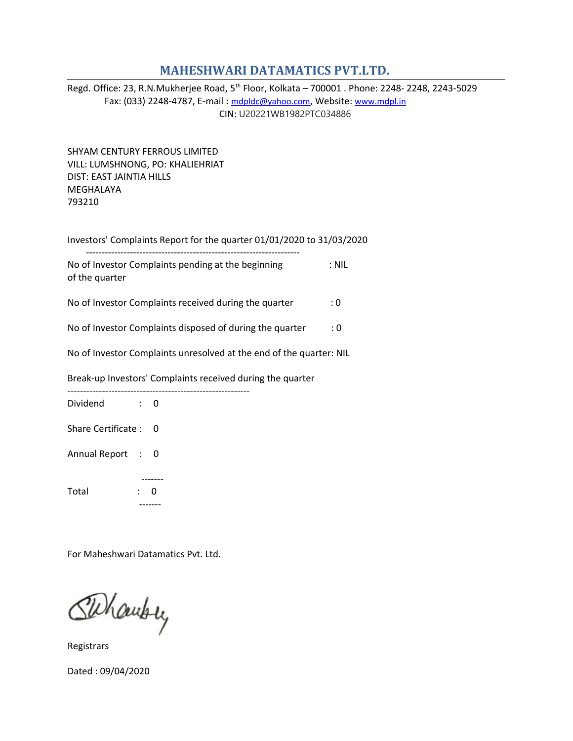# MAHESHWARI DATAMATICS PVT.LTD.

Regd. Office: 23, R.N.Mukherjee Road, 5th Floor, Kolkata – 700001 . Phone: 2248- 2248, 2243-5029
Fax: (033) 2248-4787, E-mail : mdpldc@yahoo.com, Website: www.mdpl.in
CIN: U20221WB1982PTC034886

SHYAM CENTURY FERROUS LIMITED
VILL: LUMSHNONG, PO: KHALIEHRIAT
DIST: EAST JAINTIA HILLS
MEGHALAYA
793210

Investors' Complaints Report for the quarter 01/01/2020 to 31/03/2020

No of Investor Complaints pending at the beginning of the quarter : NIL

No of Investor Complaints received during the quarter : 0

No of Investor Complaints disposed of during the quarter : 0

No of Investor Complaints unresolved at the end of the quarter: NIL

Break-up Investors' Complaints received during the quarter

| | |
|---|---|
| Dividend | 0 |
| Share Certificate | 0 |
| Annual Report | 0 |
| Total | 0 |

For Maheshwari Datamatics Pvt. Ltd.

Registrars

Dated : 09/04/2020